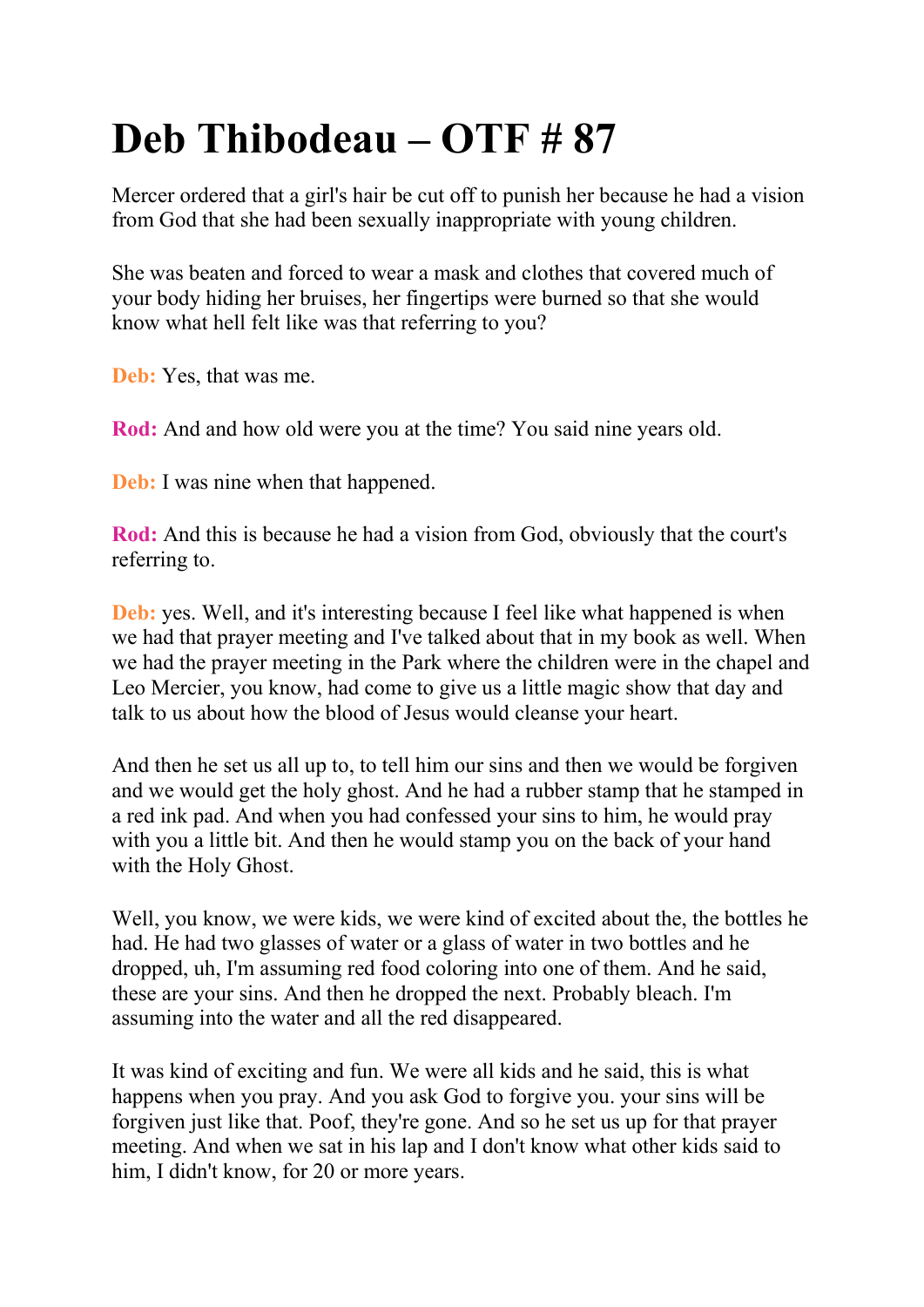# Deb Thibodeau – OTF # 87

Mercer ordered that a girl's hair be cut off to punish her because he had a vision from God that she had been sexually inappropriate with young children.

She was beaten and forced to wear a mask and clothes that covered much of your body hiding her bruises, her fingertips were burned so that she would know what hell felt like was that referring to you?

**Deb:** Yes, that was me.

**Rod:** And and how old were you at the time? You said nine years old.

**Deb:** I was nine when that happened.

**Rod:** And this is because he had a vision from God, obviously that the court's referring to.

**Deb:** yes. Well, and it's interesting because I feel like what happened is when we had that prayer meeting and I've talked about that in my book as well. When we had the prayer meeting in the Park where the children were in the chapel and Leo Mercier, you know, had come to give us a little magic show that day and talk to us about how the blood of Jesus would cleanse your heart.

And then he set us all up to, to tell him our sins and then we would be forgiven and we would get the holy ghost. And he had a rubber stamp that he stamped in a red ink pad. And when you had confessed your sins to him, he would pray with you a little bit. And then he would stamp you on the back of your hand with the Holy Ghost.

Well, you know, we were kids, we were kind of excited about the, the bottles he had. He had two glasses of water or a glass of water in two bottles and he dropped, uh, I'm assuming red food coloring into one of them. And he said, these are your sins. And then he dropped the next. Probably bleach. I'm assuming into the water and all the red disappeared.

It was kind of exciting and fun. We were all kids and he said, this is what happens when you pray. And you ask God to forgive you. your sins will be forgiven just like that. Poof, they're gone. And so he set us up for that prayer meeting. And when we sat in his lap and I don't know what other kids said to him, I didn't know, for 20 or more years.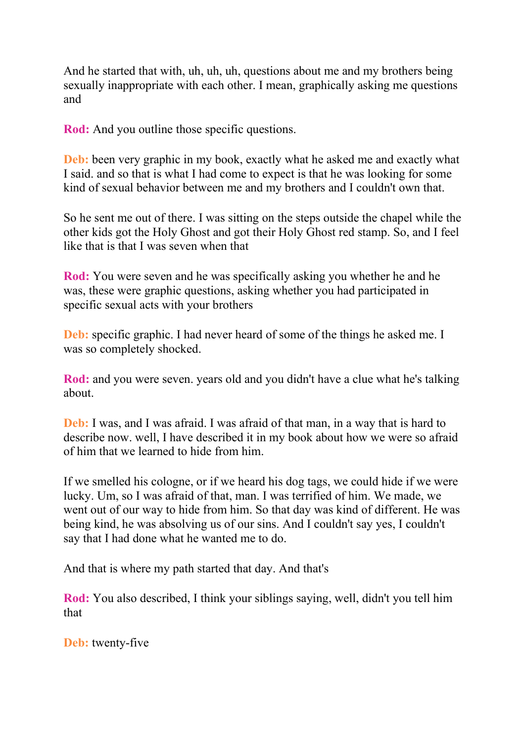And he started that with, uh, uh, uh, questions about me and my brothers being sexually inappropriate with each other. I mean, graphically asking me questions and

**Rod:** And you outline those specific questions.

**Deb:** been very graphic in my book, exactly what he asked me and exactly what I said. and so that is what I had come to expect is that he was looking for some kind of sexual behavior between me and my brothers and I couldn't own that.

So he sent me out of there. I was sitting on the steps outside the chapel while the other kids got the Holy Ghost and got their Holy Ghost red stamp. So, and I feel like that is that I was seven when that

**Rod:** You were seven and he was specifically asking you whether he and he was, these were graphic questions, asking whether you had participated in specific sexual acts with your brothers

**Deb:** specific graphic. I had never heard of some of the things he asked me. I was so completely shocked.

**Rod:** and you were seven. years old and you didn't have a clue what he's talking about.

**Deb:** I was, and I was afraid. I was afraid of that man, in a way that is hard to describe now. well, I have described it in my book about how we were so afraid of him that we learned to hide from him.

If we smelled his cologne, or if we heard his dog tags, we could hide if we were lucky. Um, so I was afraid of that, man. I was terrified of him. We made, we went out of our way to hide from him. So that day was kind of different. He was being kind, he was absolving us of our sins. And I couldn't say yes, I couldn't say that I had done what he wanted me to do.

And that is where my path started that day. And that's

**Rod:** You also described, I think your siblings saying, well, didn't you tell him that

**Deb:** twenty-five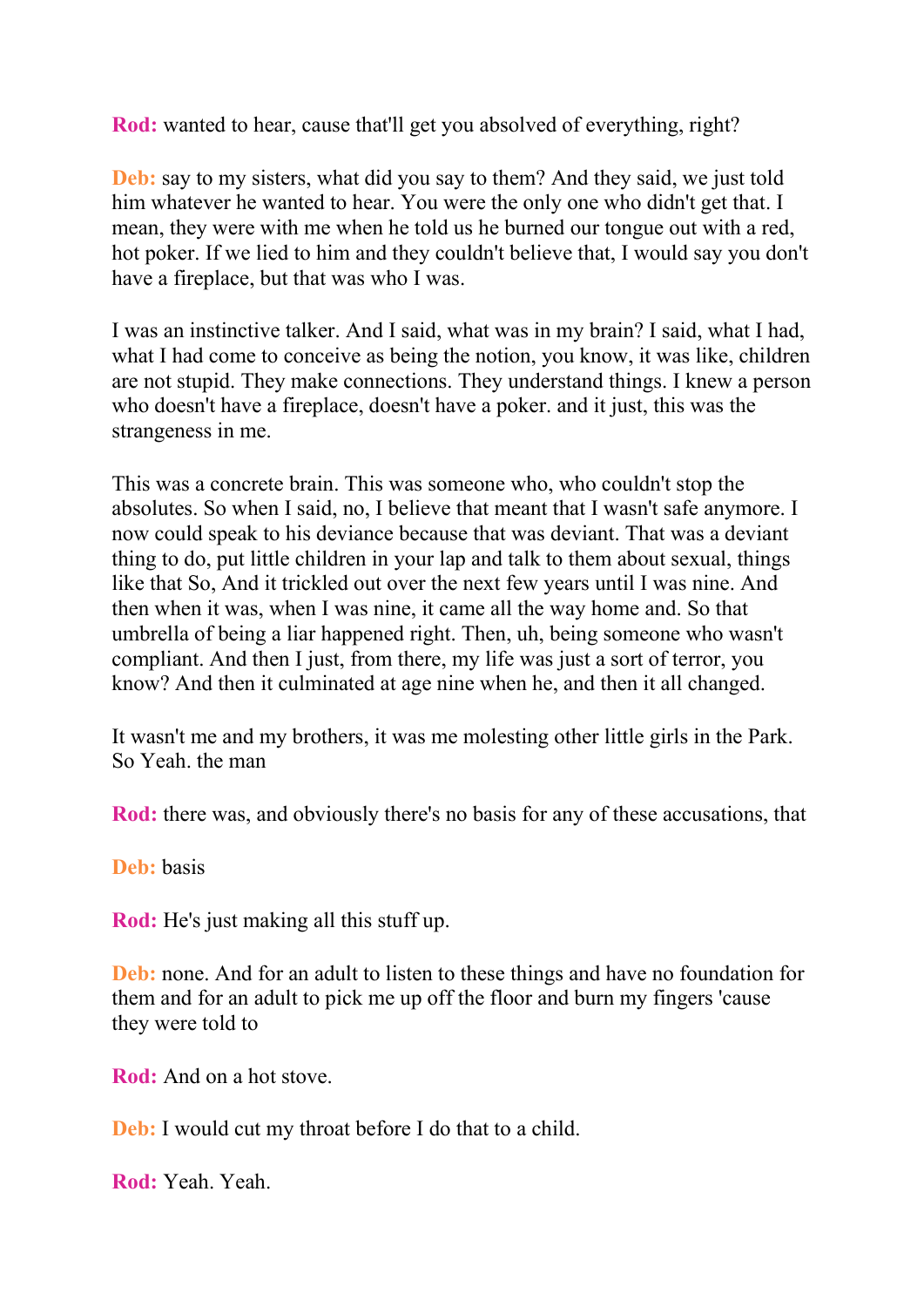**Rod:** wanted to hear, cause that'll get you absolved of everything, right?

**Deb:** say to my sisters, what did you say to them? And they said, we just told him whatever he wanted to hear. You were the only one who didn't get that. I mean, they were with me when he told us he burned our tongue out with a red, hot poker. If we lied to him and they couldn't believe that, I would say you don't have a fireplace, but that was who I was.

I was an instinctive talker. And I said, what was in my brain? I said, what I had, what I had come to conceive as being the notion, you know, it was like, children are not stupid. They make connections. They understand things. I knew a person who doesn't have a fireplace, doesn't have a poker. and it just, this was the strangeness in me.

This was a concrete brain. This was someone who, who couldn't stop the absolutes. So when I said, no, I believe that meant that I wasn't safe anymore. I now could speak to his deviance because that was deviant. That was a deviant thing to do, put little children in your lap and talk to them about sexual, things like that So, And it trickled out over the next few years until I was nine. And then when it was, when I was nine, it came all the way home and. So that umbrella of being a liar happened right. Then, uh, being someone who wasn't compliant. And then I just, from there, my life was just a sort of terror, you know? And then it culminated at age nine when he, and then it all changed.

It wasn't me and my brothers, it was me molesting other little girls in the Park. So Yeah. the man

**Rod:** there was, and obviously there's no basis for any of these accusations, that

**Deb:** basis

**Rod:** He's just making all this stuff up.

**Deb:** none. And for an adult to listen to these things and have no foundation for them and for an adult to pick me up off the floor and burn my fingers 'cause they were told to

**Rod:** And on a hot stove.

**Deb:** I would cut my throat before I do that to a child.

**Rod:** Yeah. Yeah.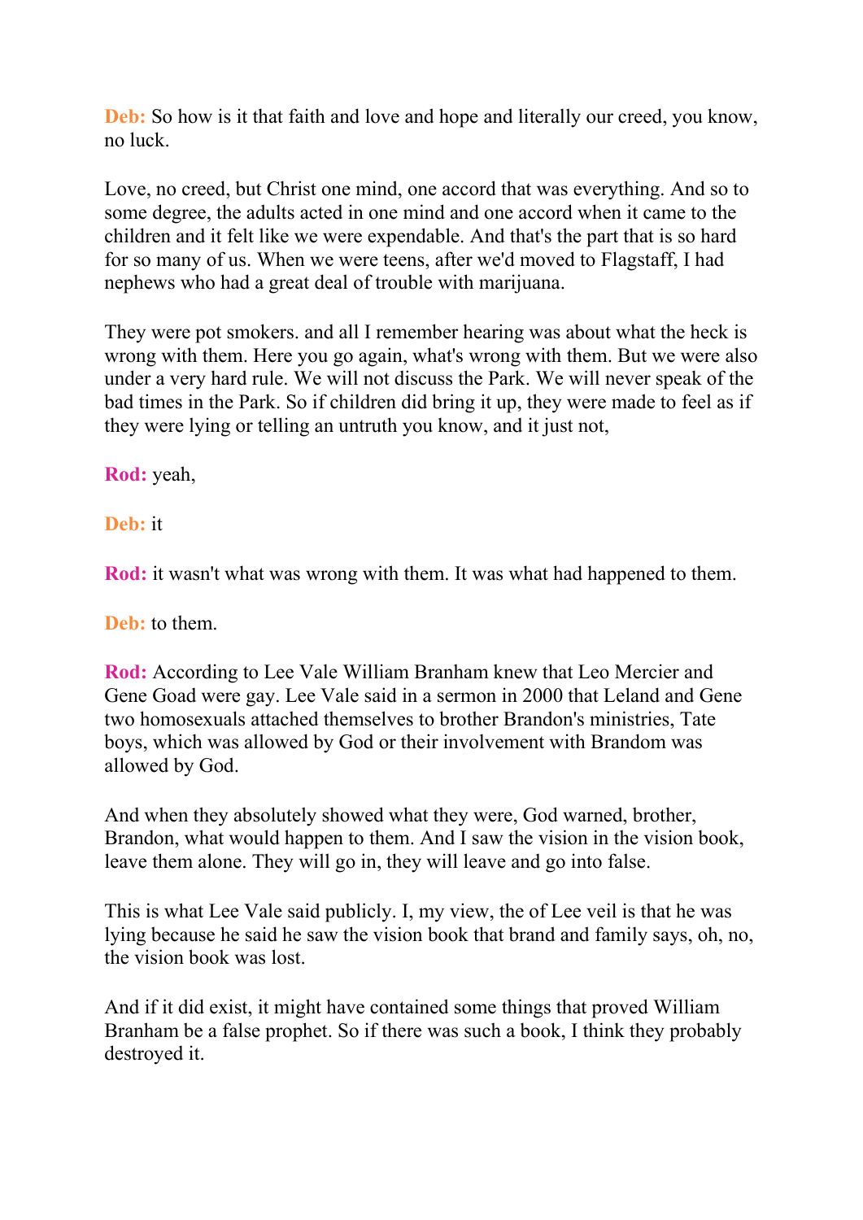**Deb:** So how is it that faith and love and hope and literally our creed, you know, no luck.

Love, no creed, but Christ one mind, one accord that was everything. And so to some degree, the adults acted in one mind and one accord when it came to the children and it felt like we were expendable. And that's the part that is so hard for so many of us. When we were teens, after we'd moved to Flagstaff, I had nephews who had a great deal of trouble with marijuana.

They were pot smokers. and all I remember hearing was about what the heck is wrong with them. Here you go again, what's wrong with them. But we were also under a very hard rule. We will not discuss the Park. We will never speak of the bad times in the Park. So if children did bring it up, they were made to feel as if they were lying or telling an untruth you know, and it just not,

**Rod:** yeah,

**Deb:** it

**Rod:** it wasn't what was wrong with them. It was what had happened to them.

**Deb:** to them.

**Rod:** According to Lee Vale William Branham knew that Leo Mercier and Gene Goad were gay. Lee Vale said in a sermon in 2000 that Leland and Gene two homosexuals attached themselves to brother Brandon's ministries, Tate boys, which was allowed by God or their involvement with Brandom was allowed by God.

And when they absolutely showed what they were, God warned, brother, Brandon, what would happen to them. And I saw the vision in the vision book, leave them alone. They will go in, they will leave and go into false.

This is what Lee Vale said publicly. I, my view, the of Lee veil is that he was lying because he said he saw the vision book that brand and family says, oh, no, the vision book was lost.

And if it did exist, it might have contained some things that proved William Branham be a false prophet. So if there was such a book, I think they probably destroyed it.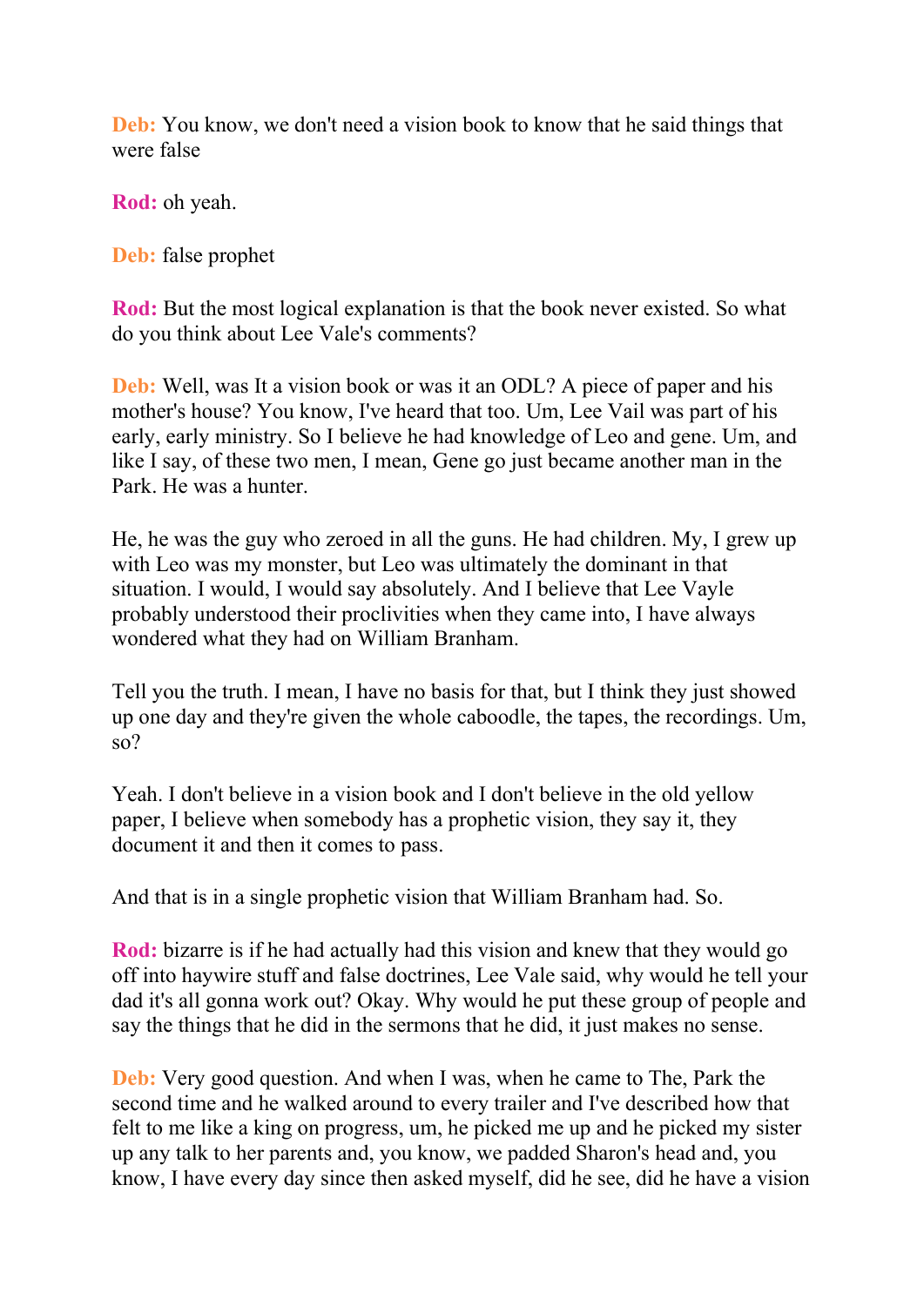**Deb:** You know, we don't need a vision book to know that he said things that were false

**Rod:** oh yeah.

**Deb:** false prophet

**Rod:** But the most logical explanation is that the book never existed. So what do you think about Lee Vale's comments?

**Deb:** Well, was It a vision book or was it an ODL? A piece of paper and his mother's house? You know, I've heard that too. Um, Lee Vail was part of his early, early ministry. So I believe he had knowledge of Leo and gene. Um, and like I say, of these two men, I mean, Gene go just became another man in the Park. He was a hunter.

He, he was the guy who zeroed in all the guns. He had children. My, I grew up with Leo was my monster, but Leo was ultimately the dominant in that situation. I would, I would say absolutely. And I believe that Lee Vayle probably understood their proclivities when they came into, I have always wondered what they had on William Branham.

Tell you the truth. I mean, I have no basis for that, but I think they just showed up one day and they're given the whole caboodle, the tapes, the recordings. Um, so?

Yeah. I don't believe in a vision book and I don't believe in the old yellow paper, I believe when somebody has a prophetic vision, they say it, they document it and then it comes to pass.

And that is in a single prophetic vision that William Branham had. So.

**Rod:** bizarre is if he had actually had this vision and knew that they would go off into haywire stuff and false doctrines, Lee Vale said, why would he tell your dad it's all gonna work out? Okay. Why would he put these group of people and say the things that he did in the sermons that he did, it just makes no sense.

**Deb:** Very good question. And when I was, when he came to The, Park the second time and he walked around to every trailer and I've described how that felt to me like a king on progress, um, he picked me up and he picked my sister up any talk to her parents and, you know, we padded Sharon's head and, you know, I have every day since then asked myself, did he see, did he have a vision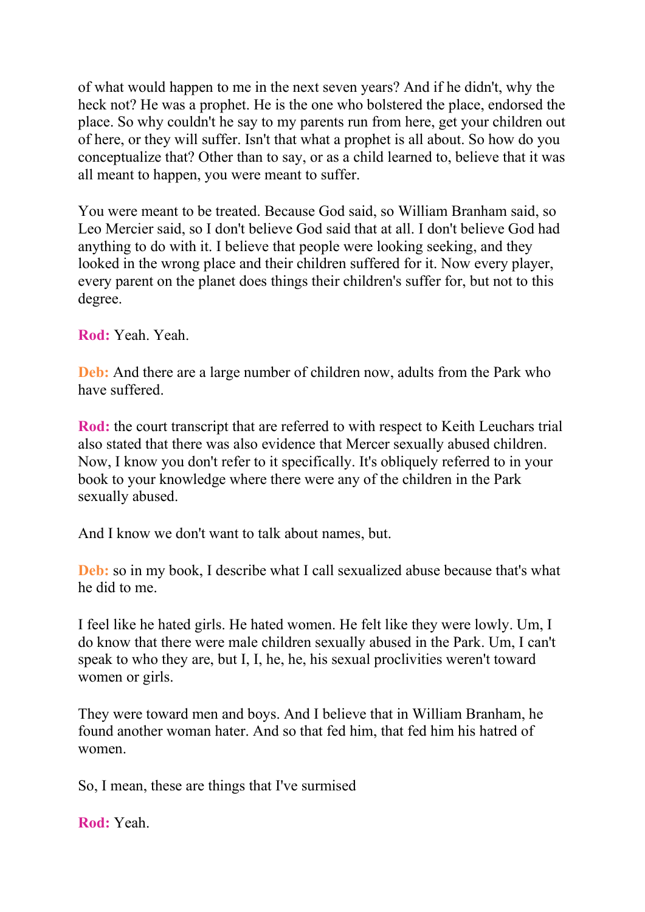of what would happen to me in the next seven years? And if he didn't, why the heck not? He was a prophet. He is the one who bolstered the place, endorsed the place. So why couldn't he say to my parents run from here, get your children out of here, or they will suffer. Isn't that what a prophet is all about. So how do you conceptualize that? Other than to say, or as a child learned to, believe that it was all meant to happen, you were meant to suffer.

You were meant to be treated. Because God said, so William Branham said, so Leo Mercier said, so I don't believe God said that at all. I don't believe God had anything to do with it. I believe that people were looking seeking, and they looked in the wrong place and their children suffered for it. Now every player, every parent on the planet does things their children's suffer for, but not to this degree.

**Rod:** Yeah. Yeah.

**Deb:** And there are a large number of children now, adults from the Park who have suffered.

**Rod:** the court transcript that are referred to with respect to Keith Leuchars trial also stated that there was also evidence that Mercer sexually abused children. Now, I know you don't refer to it specifically. It's obliquely referred to in your book to your knowledge where there were any of the children in the Park sexually abused.

And I know we don't want to talk about names, but.

**Deb:** so in my book, I describe what I call sexualized abuse because that's what he did to me.

I feel like he hated girls. He hated women. He felt like they were lowly. Um, I do know that there were male children sexually abused in the Park. Um, I can't speak to who they are, but I, I, he, he, his sexual proclivities weren't toward women or girls.

They were toward men and boys. And I believe that in William Branham, he found another woman hater. And so that fed him, that fed him his hatred of women.

So, I mean, these are things that I've surmised

**Rod:** Yeah.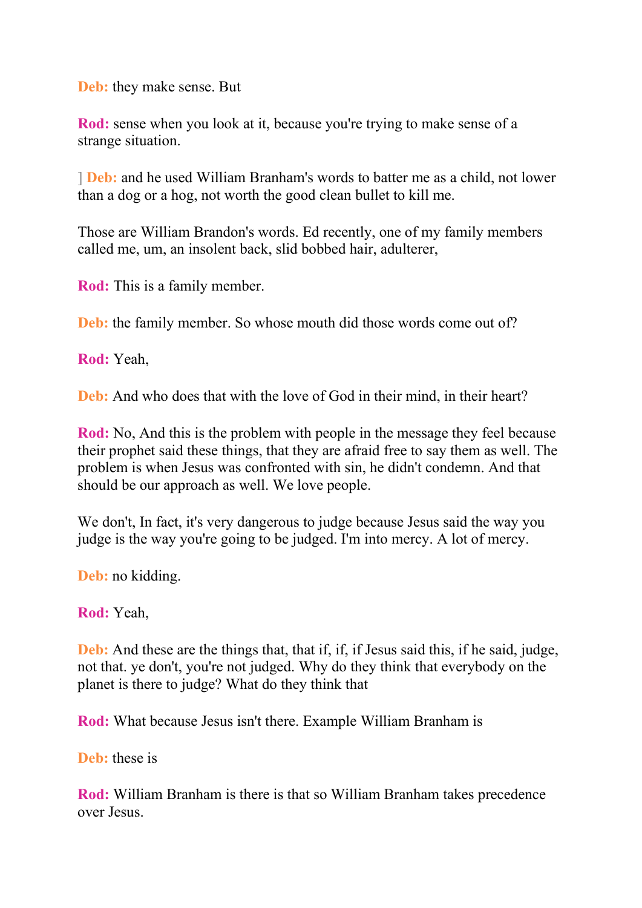**Deb:** they make sense. But

**Rod:** sense when you look at it, because you're trying to make sense of a strange situation.

] **Deb:** and he used William Branham's words to batter me as a child, not lower than a dog or a hog, not worth the good clean bullet to kill me.

Those are William Brandon's words. Ed recently, one of my family members called me, um, an insolent back, slid bobbed hair, adulterer,

**Rod:** This is a family member.

**Deb:** the family member. So whose mouth did those words come out of?

**Rod:** Yeah,

**Deb:** And who does that with the love of God in their mind, in their heart?

**Rod:** No, And this is the problem with people in the message they feel because their prophet said these things, that they are afraid free to say them as well. The problem is when Jesus was confronted with sin, he didn't condemn. And that should be our approach as well. We love people.

We don't, In fact, it's very dangerous to judge because Jesus said the way you judge is the way you're going to be judged. I'm into mercy. A lot of mercy.

**Deb:** no kidding.

**Rod:** Yeah,

**Deb:** And these are the things that, that if, if, if Jesus said this, if he said, judge, not that. ye don't, you're not judged. Why do they think that everybody on the planet is there to judge? What do they think that

**Rod:** What because Jesus isn't there. Example William Branham is

**Deb:** these is

**Rod:** William Branham is there is that so William Branham takes precedence over Jesus.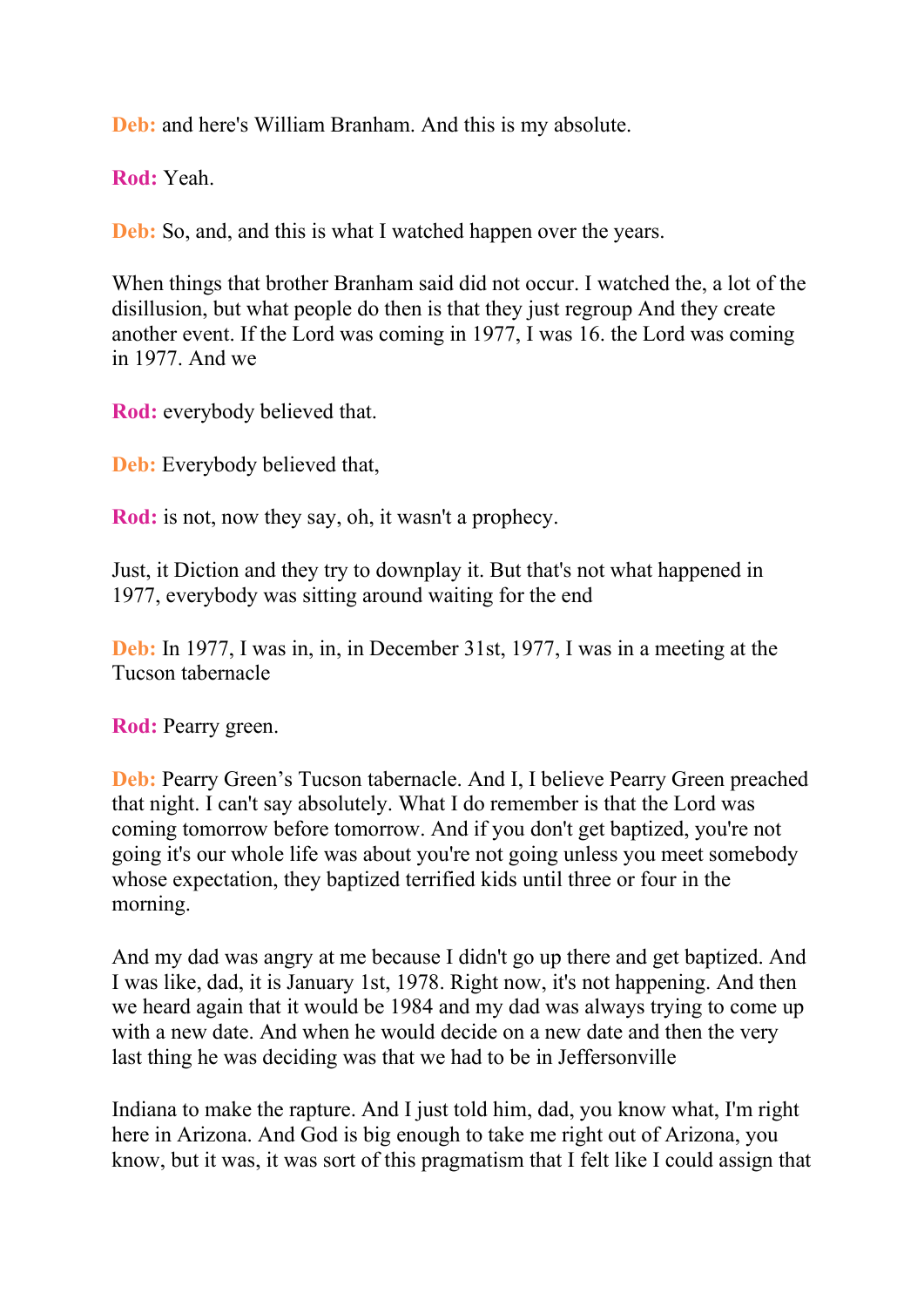**Deb:** and here's William Branham. And this is my absolute.

**Rod:** Yeah.

**Deb:** So, and, and this is what I watched happen over the years.

When things that brother Branham said did not occur. I watched the, a lot of the disillusion, but what people do then is that they just regroup And they create another event. If the Lord was coming in 1977, I was 16. the Lord was coming in 1977. And we

**Rod:** everybody believed that.

**Deb:** Everybody believed that,

**Rod:** is not, now they say, oh, it wasn't a prophecy.

Just, it Diction and they try to downplay it. But that's not what happened in 1977, everybody was sitting around waiting for the end

**Deb:** In 1977, I was in, in, in December 31st, 1977, I was in a meeting at the Tucson tabernacle

**Rod:** Pearry green.

**Deb:** Pearry Green's Tucson tabernacle. And I, I believe Pearry Green preached that night. I can't say absolutely. What I do remember is that the Lord was coming tomorrow before tomorrow. And if you don't get baptized, you're not going it's our whole life was about you're not going unless you meet somebody whose expectation, they baptized terrified kids until three or four in the morning.

And my dad was angry at me because I didn't go up there and get baptized. And I was like, dad, it is January 1st, 1978. Right now, it's not happening. And then we heard again that it would be 1984 and my dad was always trying to come up with a new date. And when he would decide on a new date and then the very last thing he was deciding was that we had to be in Jeffersonville

Indiana to make the rapture. And I just told him, dad, you know what, I'm right here in Arizona. And God is big enough to take me right out of Arizona, you know, but it was, it was sort of this pragmatism that I felt like I could assign that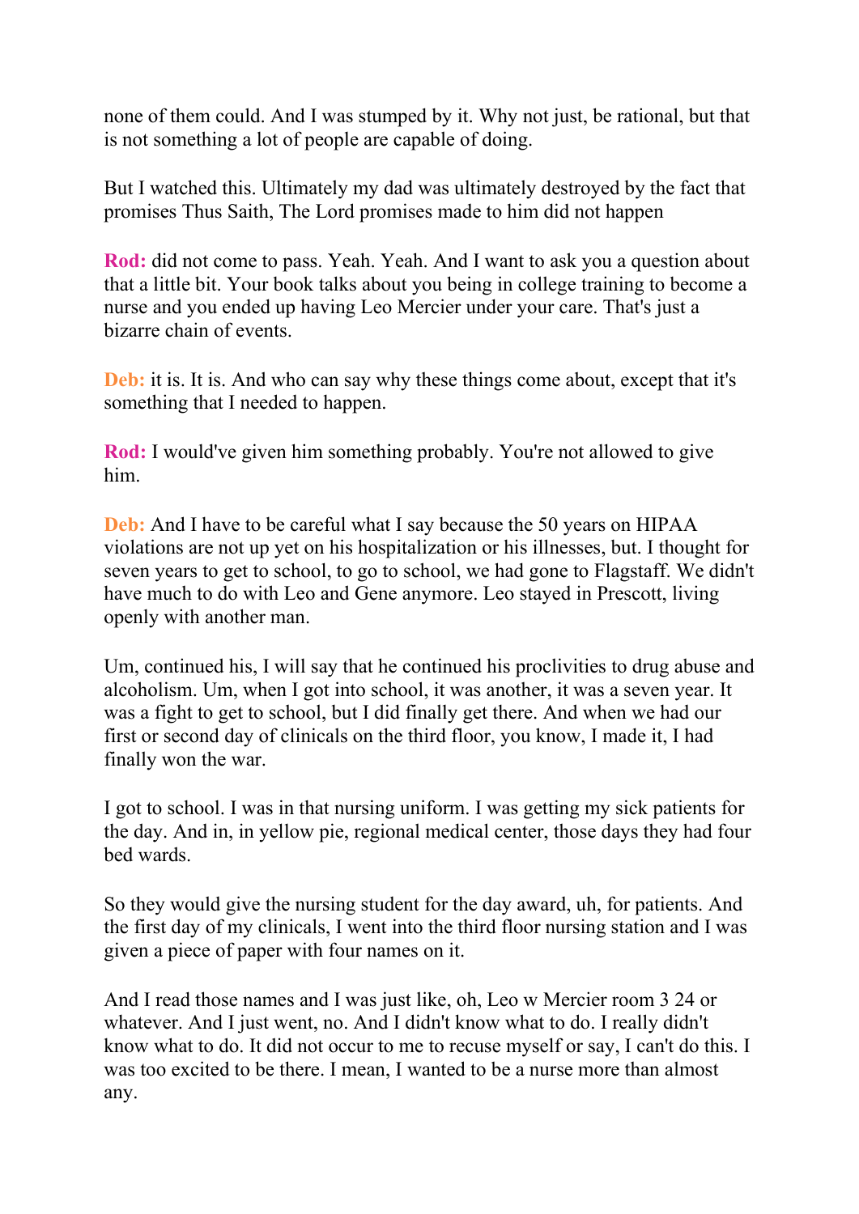none of them could. And I was stumped by it. Why not just, be rational, but that is not something a lot of people are capable of doing.

But I watched this. Ultimately my dad was ultimately destroyed by the fact that promises Thus Saith, The Lord promises made to him did not happen

**Rod:** did not come to pass. Yeah. Yeah. And I want to ask you a question about that a little bit. Your book talks about you being in college training to become a nurse and you ended up having Leo Mercier under your care. That's just a bizarre chain of events.

**Deb:** it is. It is. And who can say why these things come about, except that it's something that I needed to happen.

**Rod:** I would've given him something probably. You're not allowed to give him.

**Deb:** And I have to be careful what I say because the 50 years on HIPAA violations are not up yet on his hospitalization or his illnesses, but. I thought for seven years to get to school, to go to school, we had gone to Flagstaff. We didn't have much to do with Leo and Gene anymore. Leo stayed in Prescott, living openly with another man.

Um, continued his, I will say that he continued his proclivities to drug abuse and alcoholism. Um, when I got into school, it was another, it was a seven year. It was a fight to get to school, but I did finally get there. And when we had our first or second day of clinicals on the third floor, you know, I made it, I had finally won the war.

I got to school. I was in that nursing uniform. I was getting my sick patients for the day. And in, in yellow pie, regional medical center, those days they had four bed wards.

So they would give the nursing student for the day award, uh, for patients. And the first day of my clinicals, I went into the third floor nursing station and I was given a piece of paper with four names on it.

And I read those names and I was just like, oh, Leo w Mercier room 3 24 or whatever. And I just went, no. And I didn't know what to do. I really didn't know what to do. It did not occur to me to recuse myself or say, I can't do this. I was too excited to be there. I mean, I wanted to be a nurse more than almost any.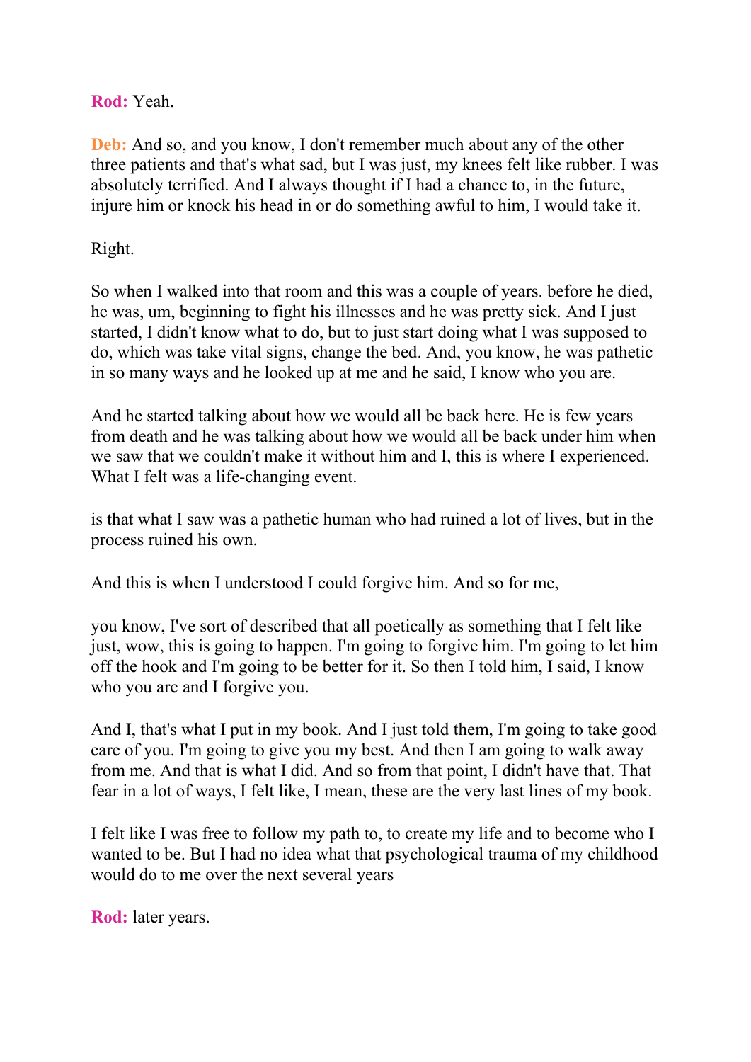**Rod:** Yeah.

**Deb:** And so, and you know, I don't remember much about any of the other three patients and that's what sad, but I was just, my knees felt like rubber. I was absolutely terrified. And I always thought if I had a chance to, in the future, injure him or knock his head in or do something awful to him, I would take it.

Right.

So when I walked into that room and this was a couple of years. before he died, he was, um, beginning to fight his illnesses and he was pretty sick. And I just started, I didn't know what to do, but to just start doing what I was supposed to do, which was take vital signs, change the bed. And, you know, he was pathetic in so many ways and he looked up at me and he said, I know who you are.

And he started talking about how we would all be back here. He is few years from death and he was talking about how we would all be back under him when we saw that we couldn't make it without him and I, this is where I experienced. What I felt was a life-changing event.

is that what I saw was a pathetic human who had ruined a lot of lives, but in the process ruined his own.

And this is when I understood I could forgive him. And so for me,

you know, I've sort of described that all poetically as something that I felt like just, wow, this is going to happen. I'm going to forgive him. I'm going to let him off the hook and I'm going to be better for it. So then I told him, I said, I know who you are and I forgive you.

And I, that's what I put in my book. And I just told them, I'm going to take good care of you. I'm going to give you my best. And then I am going to walk away from me. And that is what I did. And so from that point, I didn't have that. That fear in a lot of ways, I felt like, I mean, these are the very last lines of my book.

I felt like I was free to follow my path to, to create my life and to become who I wanted to be. But I had no idea what that psychological trauma of my childhood would do to me over the next several years

**Rod:** later years.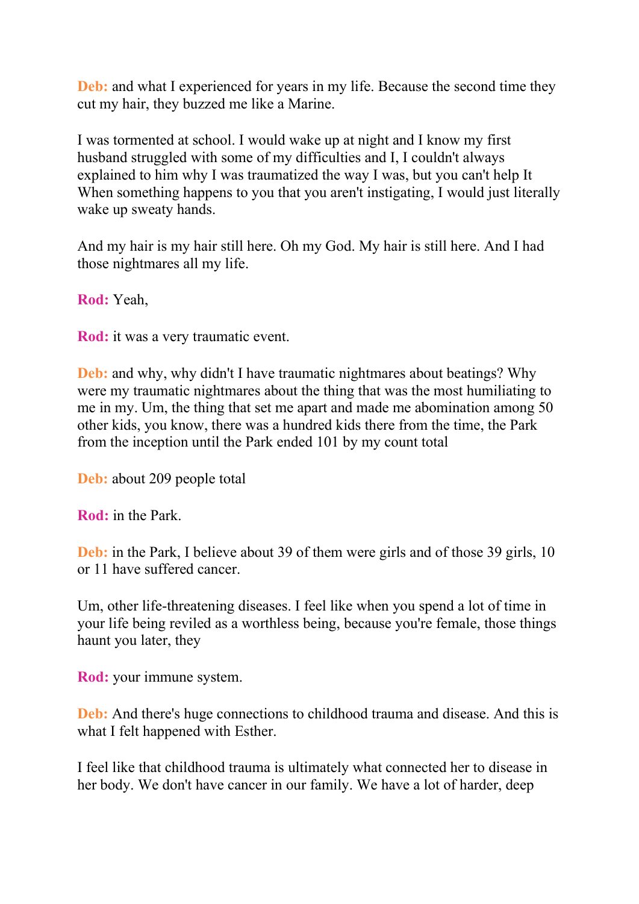**Deb:** and what I experienced for years in my life. Because the second time they cut my hair, they buzzed me like a Marine.

I was tormented at school. I would wake up at night and I know my first husband struggled with some of my difficulties and I, I couldn't always explained to him why I was traumatized the way I was, but you can't help It When something happens to you that you aren't instigating, I would just literally wake up sweaty hands.

And my hair is my hair still here. Oh my God. My hair is still here. And I had those nightmares all my life.

**Rod:** Yeah,

**Rod:** it was a very traumatic event.

**Deb:** and why, why didn't I have traumatic nightmares about beatings? Why were my traumatic nightmares about the thing that was the most humiliating to me in my. Um, the thing that set me apart and made me abomination among 50 other kids, you know, there was a hundred kids there from the time, the Park from the inception until the Park ended 101 by my count total

**Deb:** about 209 people total

**Rod:** in the Park.

**Deb:** in the Park, I believe about 39 of them were girls and of those 39 girls, 10 or 11 have suffered cancer.

Um, other life-threatening diseases. I feel like when you spend a lot of time in your life being reviled as a worthless being, because you're female, those things haunt you later, they

**Rod:** your immune system.

**Deb:** And there's huge connections to childhood trauma and disease. And this is what I felt happened with Esther.

I feel like that childhood trauma is ultimately what connected her to disease in her body. We don't have cancer in our family. We have a lot of harder, deep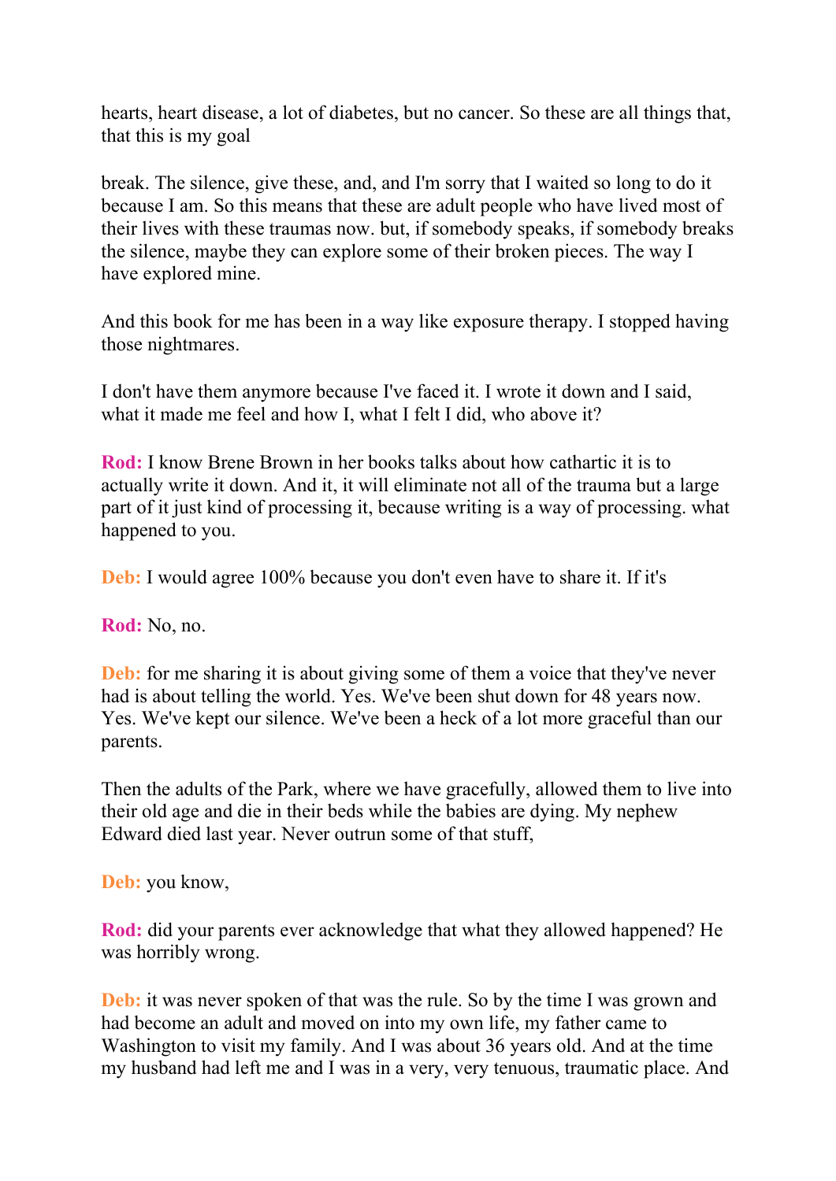hearts, heart disease, a lot of diabetes, but no cancer. So these are all things that, that this is my goal

break. The silence, give these, and, and I'm sorry that I waited so long to do it because I am. So this means that these are adult people who have lived most of their lives with these traumas now. but, if somebody speaks, if somebody breaks the silence, maybe they can explore some of their broken pieces. The way I have explored mine.

And this book for me has been in a way like exposure therapy. I stopped having those nightmares.

I don't have them anymore because I've faced it. I wrote it down and I said, what it made me feel and how I, what I felt I did, who above it?

**Rod:** I know Brene Brown in her books talks about how cathartic it is to actually write it down. And it, it will eliminate not all of the trauma but a large part of it just kind of processing it, because writing is a way of processing. what happened to you.

**Deb:** I would agree 100% because you don't even have to share it. If it's

**Rod:** No, no.

**Deb:** for me sharing it is about giving some of them a voice that they've never had is about telling the world. Yes. We've been shut down for 48 years now. Yes. We've kept our silence. We've been a heck of a lot more graceful than our parents.

Then the adults of the Park, where we have gracefully, allowed them to live into their old age and die in their beds while the babies are dying. My nephew Edward died last year. Never outrun some of that stuff,

**Deb:** you know,

**Rod:** did your parents ever acknowledge that what they allowed happened? He was horribly wrong.

**Deb:** it was never spoken of that was the rule. So by the time I was grown and had become an adult and moved on into my own life, my father came to Washington to visit my family. And I was about 36 years old. And at the time my husband had left me and I was in a very, very tenuous, traumatic place. And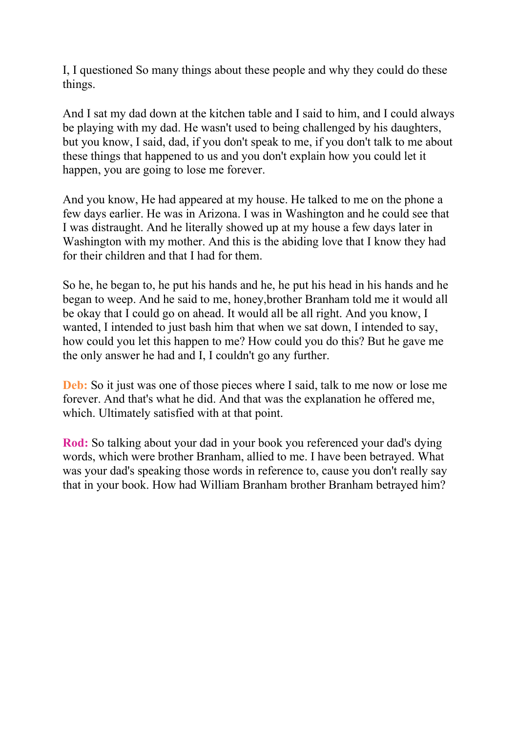I, I questioned So many things about these people and why they could do these things.

And I sat my dad down at the kitchen table and I said to him, and I could always be playing with my dad. He wasn't used to being challenged by his daughters, but you know, I said, dad, if you don't speak to me, if you don't talk to me about these things that happened to us and you don't explain how you could let it happen, you are going to lose me forever.

And you know, He had appeared at my house. He talked to me on the phone a few days earlier. He was in Arizona. I was in Washington and he could see that I was distraught. And he literally showed up at my house a few days later in Washington with my mother. And this is the abiding love that I know they had for their children and that I had for them.

So he, he began to, he put his hands and he, he put his head in his hands and he began to weep. And he said to me, honey,brother Branham told me it would all be okay that I could go on ahead. It would all be all right. And you know, I wanted, I intended to just bash him that when we sat down, I intended to say, how could you let this happen to me? How could you do this? But he gave me the only answer he had and I, I couldn't go any further.

**Deb:** So it just was one of those pieces where I said, talk to me now or lose me forever. And that's what he did. And that was the explanation he offered me, which. Ultimately satisfied with at that point.

**Rod:** So talking about your dad in your book you referenced your dad's dying words, which were brother Branham, allied to me. I have been betrayed. What was your dad's speaking those words in reference to, cause you don't really say that in your book. How had William Branham brother Branham betrayed him?